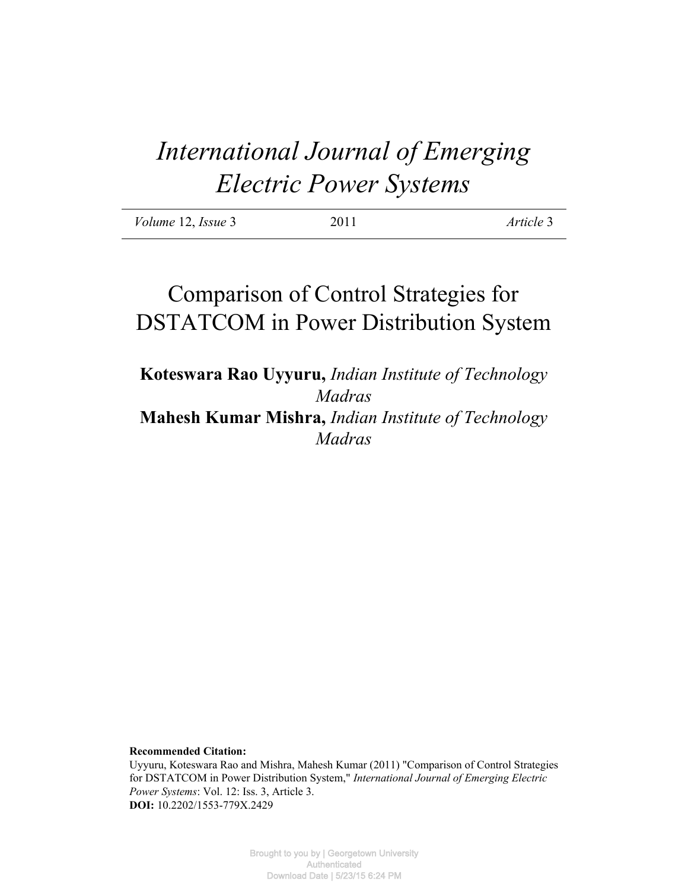# *International Journal of Emerging Electric Power Systems*

*Volume* 12, *Issue* 3 2011 *Article* 3

## Comparison of Control Strategies for DSTATCOM in Power Distribution System

**Koteswara Rao Uyyuru,** *Indian Institute of Technology Madras*

**Mahesh Kumar Mishra,** *Indian Institute of Technology Madras*

**Recommended Citation:**

Uyyuru, Koteswara Rao and Mishra, Mahesh Kumar (2011) "Comparison of Control Strategies for DSTATCOM in Power Distribution System," *International Journal of Emerging Electric Power Systems*: Vol. 12: Iss. 3, Article 3.

**DOI:** 10.2202/1553-779X.2429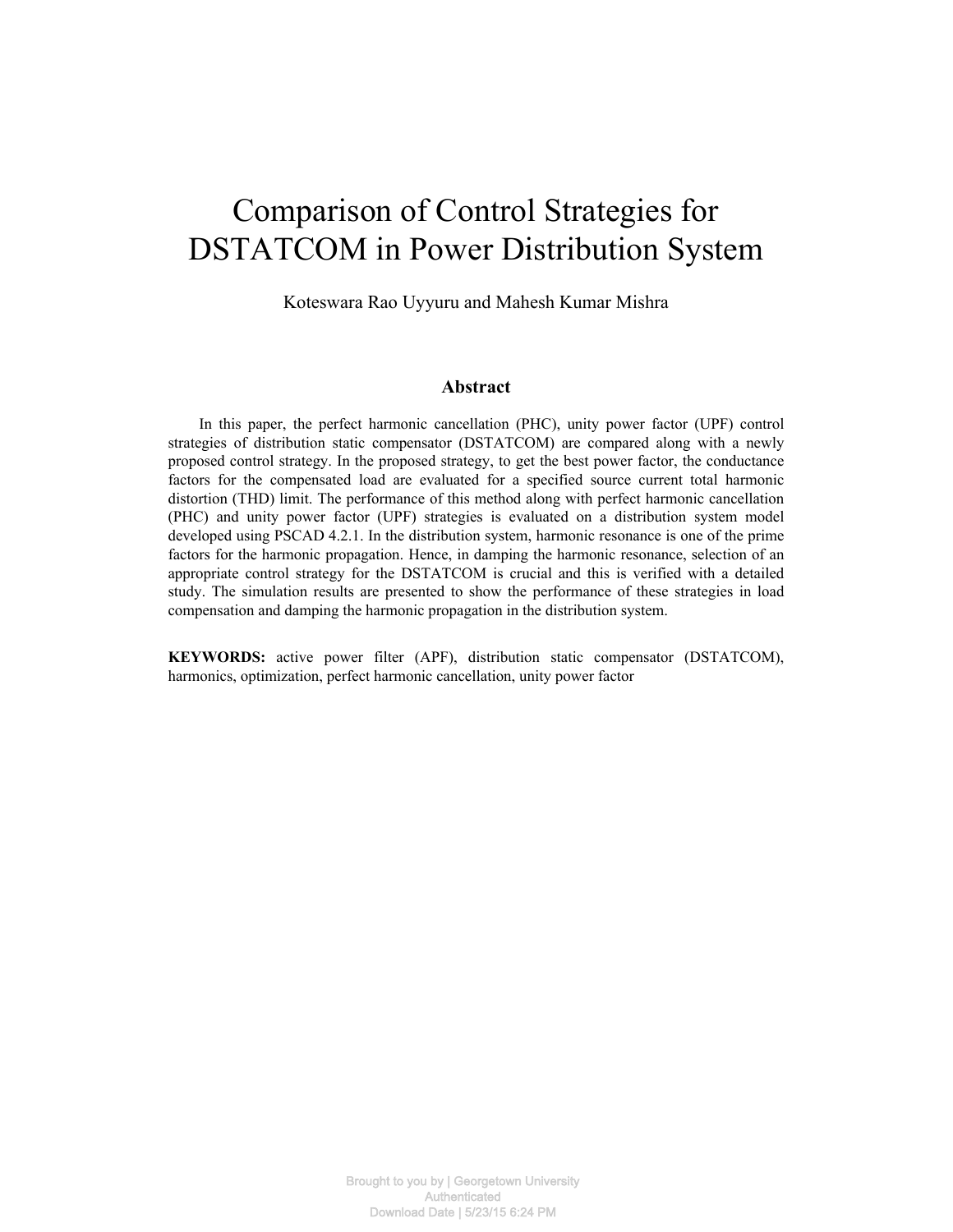# Comparison of Control Strategies for DSTATCOM in Power Distribution System

Koteswara Rao Uyyuru and Mahesh Kumar Mishra

## Abstract

In this paper, the perfect harmonic cancellation (PHC), unity power factor (UPF) control strategies of distribution static compensator (DSTATCOM) are compared along with a newly proposed control strategy. In the proposed strategy, to get the best power factor, the conductance factors for the compensated load are evaluated for a specified source current total harmonic distortion (THD) limit. The performance of this method along with perfect harmonic cancellation (PHC) and unity power factor (UPF) strategies is evaluated on a distribution system model developed using PSCAD 4.2.1. In the distribution system, harmonic resonance is one of the prime factors for the harmonic propagation. Hence, in damping the harmonic resonance, selection of an appropriate control strategy for the DSTATCOM is crucial and this is verified with a detailed study. The simulation results are presented to show the performance of these strategies in load compensation and damping the harmonic propagation in the distribution system.

**KEYWORDS:** active power filter (APF), distribution static compensator (DSTATCOM), harmonics, optimization, perfect harmonic cancellation, unity power factor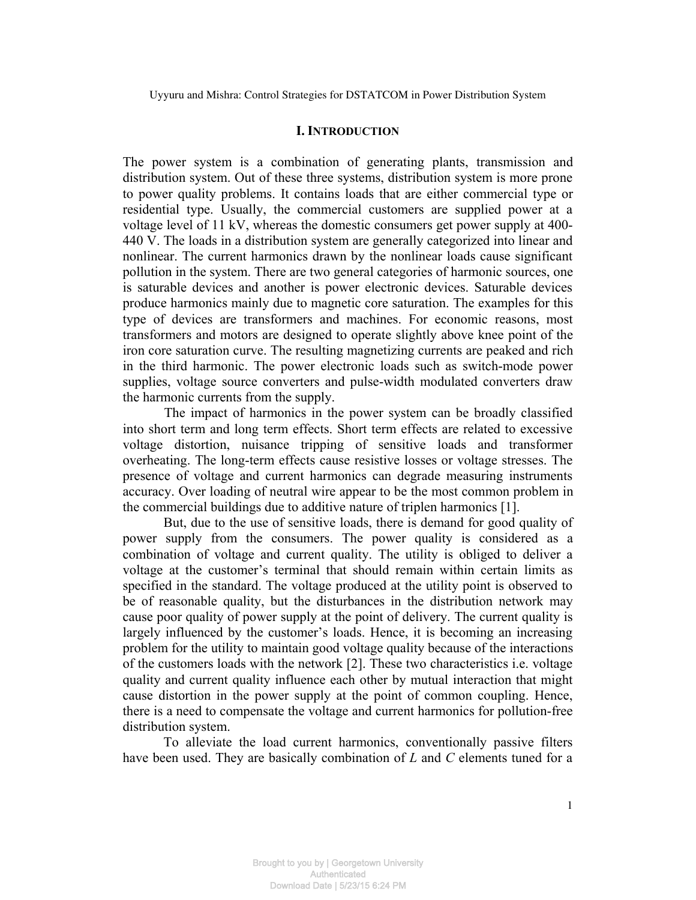## I. INTRODUCTION

The power system is a combination of generating plants, transmission and distribution system. Out of these three systems, distribution system is more prone to power quality problems. It contains loads that are either commercial type or residential type. Usually, the commercial customers are supplied power at a voltage level of 11 kV, whereas the domestic consumers get power supply at 400-440 V. The loads in a distribution system are generally categorized into linear and nonlinear. The current harmonics drawn by the nonlinear loads cause significant pollution in the system. There are two general categories of harmonic sources, one is saturable devices and another is power electronic devices. Saturable devices produce harmonics mainly due to magnetic core saturation. The examples for this type of devices are transformers and machines. For economic reasons, most transformers and motors are designed to operate slightly above knee point of the iron core saturation curve. The resulting magnetizing currents are peaked and rich in the third harmonic. The power electronic loads such as switch-mode power supplies, voltage source converters and pulse-width modulated converters draw the harmonic currents from the supply.

The impact of harmonics in the power system can be broadly classified into short term and long term effects. Short term effects are related to excessive voltage distortion, nuisance tripping of sensitive loads and transformer overheating. The long-term effects cause resistive losses or voltage stresses. The presence of voltage and current harmonics can degrade measuring instruments accuracy. Over loading of neutral wire appear to be the most common problem in the commercial buildings due to additive nature of triplen harmonics [1].

But, due to the use of sensitive loads, there is demand for good quality of power supply from the consumers. The power quality is considered as a combination of voltage and current quality. The utility is obliged to deliver a voltage at the customer's terminal that should remain within certain limits as specified in the standard. The voltage produced at the utility point is observed to be of reasonable quality, but the disturbances in the distribution network may cause poor quality of power supply at the point of delivery. The current quality is largely influenced by the customer's loads. Hence, it is becoming an increasing problem for the utility to maintain good voltage quality because of the interactions of the customers loads with the network [2]. These two characteristics i.e. voltage quality and current quality influence each other by mutual interaction that might cause distortion in the power supply at the point of common coupling. Hence, there is a need to compensate the voltage and current harmonics for pollution-free distribution system.

To alleviate the load current harmonics, conventionally passive filters have been used. They are basically combination of $L$ and $C$ elements tuned for a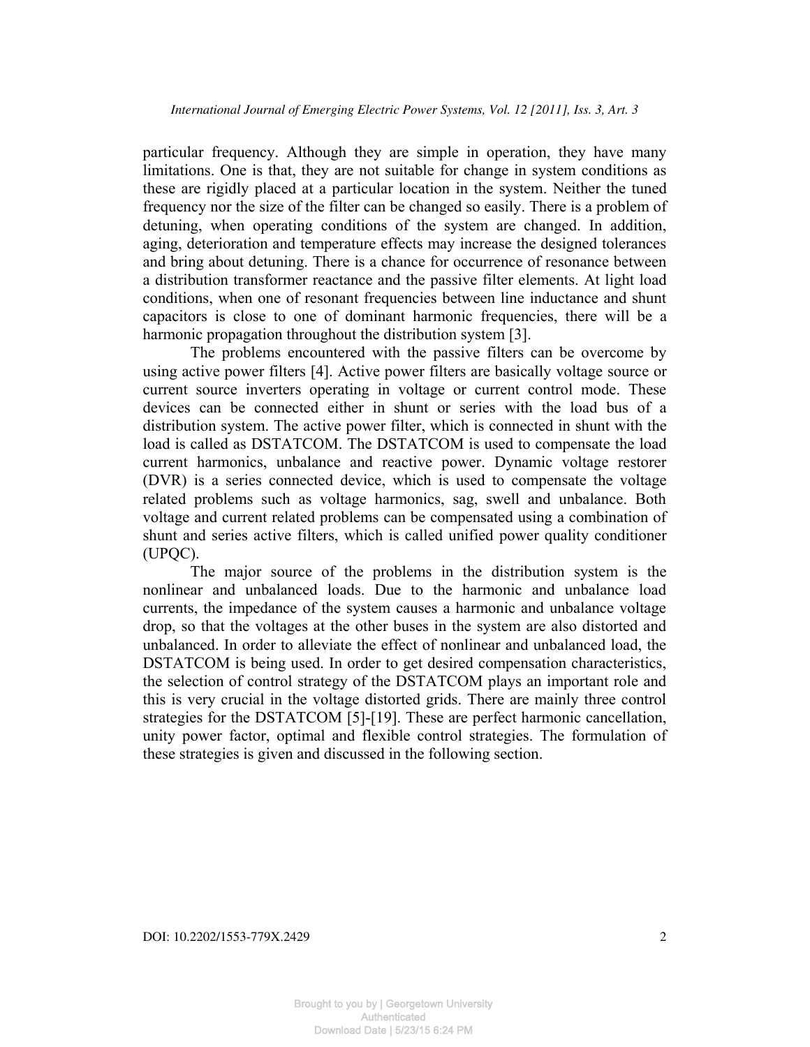particular frequency. Although they are simple in operation, they have many limitations. One is that, they are not suitable for change in system conditions as these are rigidly placed at a particular location in the system. Neither the tuned frequency nor the size of the filter can be changed so easily. There is a problem of detuning, when operating conditions of the system are changed. In addition, aging, deterioration and temperature effects may increase the designed tolerances and bring about detuning. There is a chance for occurrence of resonance between a distribution transformer reactance and the passive filter elements. At light load conditions, when one of resonant frequencies between line inductance and shunt capacitors is close to one of dominant harmonic frequencies, there will be a harmonic propagation throughout the distribution system [3].

The problems encountered with the passive filters can be overcome by using active power filters [4]. Active power filters are basically voltage source or current source inverters operating in voltage or current control mode. These devices can be connected either in shunt or series with the load bus of a distribution system. The active power filter, which is connected in shunt with the load is called as DSTATCOM. The DSTATCOM is used to compensate the load current harmonics, unbalance and reactive power. Dynamic voltage restorer (DVR) is a series connected device, which is used to compensate the voltage related problems such as voltage harmonics, sag, swell and unbalance. Both voltage and current related problems can be compensated using a combination of shunt and series active filters, which is called unified power quality conditioner (UPQC).

The major source of the problems in the distribution system is the nonlinear and unbalanced loads. Due to the harmonic and unbalance load currents, the impedance of the system causes a harmonic and unbalance voltage drop, so that the voltages at the other buses in the system are also distorted and unbalanced. In order to alleviate the effect of nonlinear and unbalanced load, the DSTATCOM is being used. In order to get desired compensation characteristics, the selection of control strategy of the DSTATCOM plays an important role and this is very crucial in the voltage distorted grids. There are mainly three control strategies for the DSTATCOM [5]-[19]. These are perfect harmonic cancellation, unity power factor, optimal and flexible control strategies. The formulation of these strategies is given and discussed in the following section.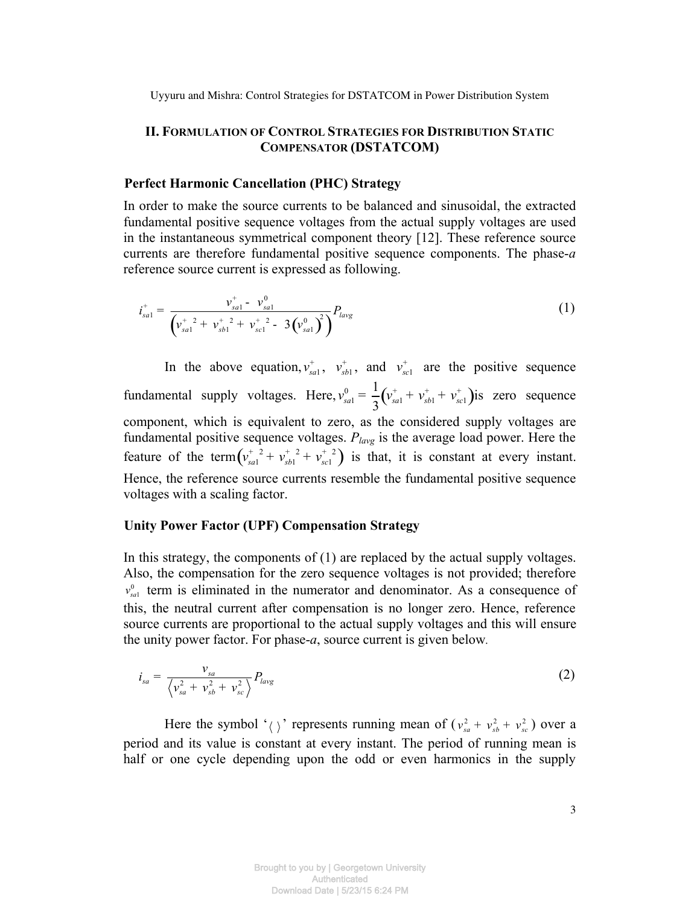## II. Formulation of Control Strategies for Distribution Static Compensator (DSTATCOM)

### Perfect Harmonic Cancellation (PHC) Strategy

In order to make the source currents to be balanced and sinusoidal, the extracted fundamental positive sequence voltages from the actual supply voltages are used in the instantaneous symmetrical component theory [12]. These reference source currents are therefore fundamental positive sequence components. The phase-*a* reference source current is expressed as following.

$$i_{sa1}^{+} = \frac{v_{sa1}^{+} - v_{sa1}^{0}}{\left(v_{sa1}^{+\,2} + v_{sb1}^{+\,2} + v_{sc1}^{+\,2} - 3\left(v_{sa1}^{0}\right)^{2}\right)} P_{lavg} \tag{1}$$

In the above equation, $v_{sa1}^{+}$, $v_{sb1}^{+}$, and $v_{sc1}^{+}$ are the positive sequence fundamental supply voltages. Here, $v_{sa1}^{0} = \frac{1}{3}\left(v_{sa1}^{+} + v_{sb1}^{+} + v_{sc1}^{+}\right)$ is zero sequence component, which is equivalent to zero, as the considered supply voltages are fundamental positive sequence voltages. $P_{lavg}$ is the average load power. Here the feature of the term $\left(v_{sa1}^{+\,2} + v_{sb1}^{+\,2} + v_{sc1}^{+\,2}\right)$ is that, it is constant at every instant. Hence, the reference source currents resemble the fundamental positive sequence voltages with a scaling factor.

### Unity Power Factor (UPF) Compensation Strategy

In this strategy, the components of (1) are replaced by the actual supply voltages. Also, the compensation for the zero sequence voltages is not provided; therefore $v_{sa1}^{0}$ term is eliminated in the numerator and denominator. As a consequence of this, the neutral current after compensation is no longer zero. Hence, reference source currents are proportional to the actual supply voltages and this will ensure the unity power factor. For phase-*a*, source current is given below.

$$i_{sa} = \frac{v_{sa}}{\left\langle v_{sa}^{2} + v_{sb}^{2} + v_{sc}^{2} \right\rangle} P_{lavg} \tag{2}$$

Here the symbol '$\langle\ \rangle$' represents running mean of ($v_{sa}^{2} + v_{sb}^{2} + v_{sc}^{2}$) over a period and its value is constant at every instant. The period of running mean is half or one cycle depending upon the odd or even harmonics in the supply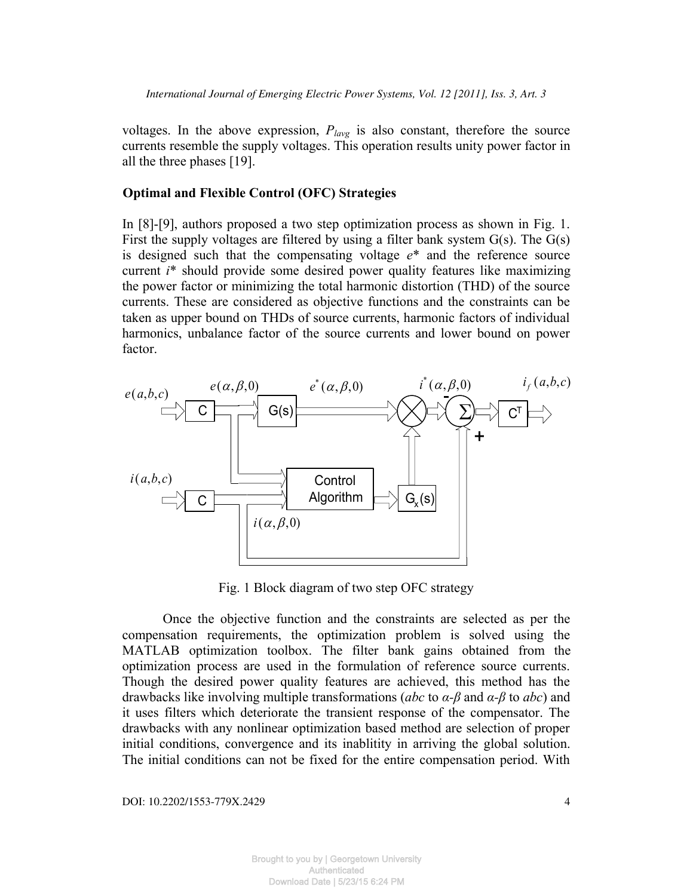voltages. In the above expression, $P_{lavg}$ is also constant, therefore the source currents resemble the supply voltages. This operation results unity power factor in all the three phases [19].

### Optimal and Flexible Control (OFC) Strategies

In [8]-[9], authors proposed a two step optimization process as shown in Fig. 1. First the supply voltages are filtered by using a filter bank system G(s). The G(s) is designed such that the compensating voltage $e^*$ and the reference source current $i^*$ should provide some desired power quality features like maximizing the power factor or minimizing the total harmonic distortion (THD) of the source currents. These are considered as objective functions and the constraints can be taken as upper bound on THDs of source currents, harmonic factors of individual harmonics, unbalance factor of the source currents and lower bound on power factor.

Fig. 1 Block diagram of two step OFC strategy

Once the objective function and the constraints are selected as per the compensation requirements, the optimization problem is solved using the MATLAB optimization toolbox. The filter bank gains obtained from the optimization process are used in the formulation of reference source currents. Though the desired power quality features are achieved, this method has the drawbacks like involving multiple transformations (*abc* to *α-β* and *α-β* to *abc*) and it uses filters which deteriorate the transient response of the compensator. The drawbacks with any nonlinear optimization based method are selection of proper initial conditions, convergence and its inablitity in arriving the global solution. The initial conditions can not be fixed for the entire compensation period. With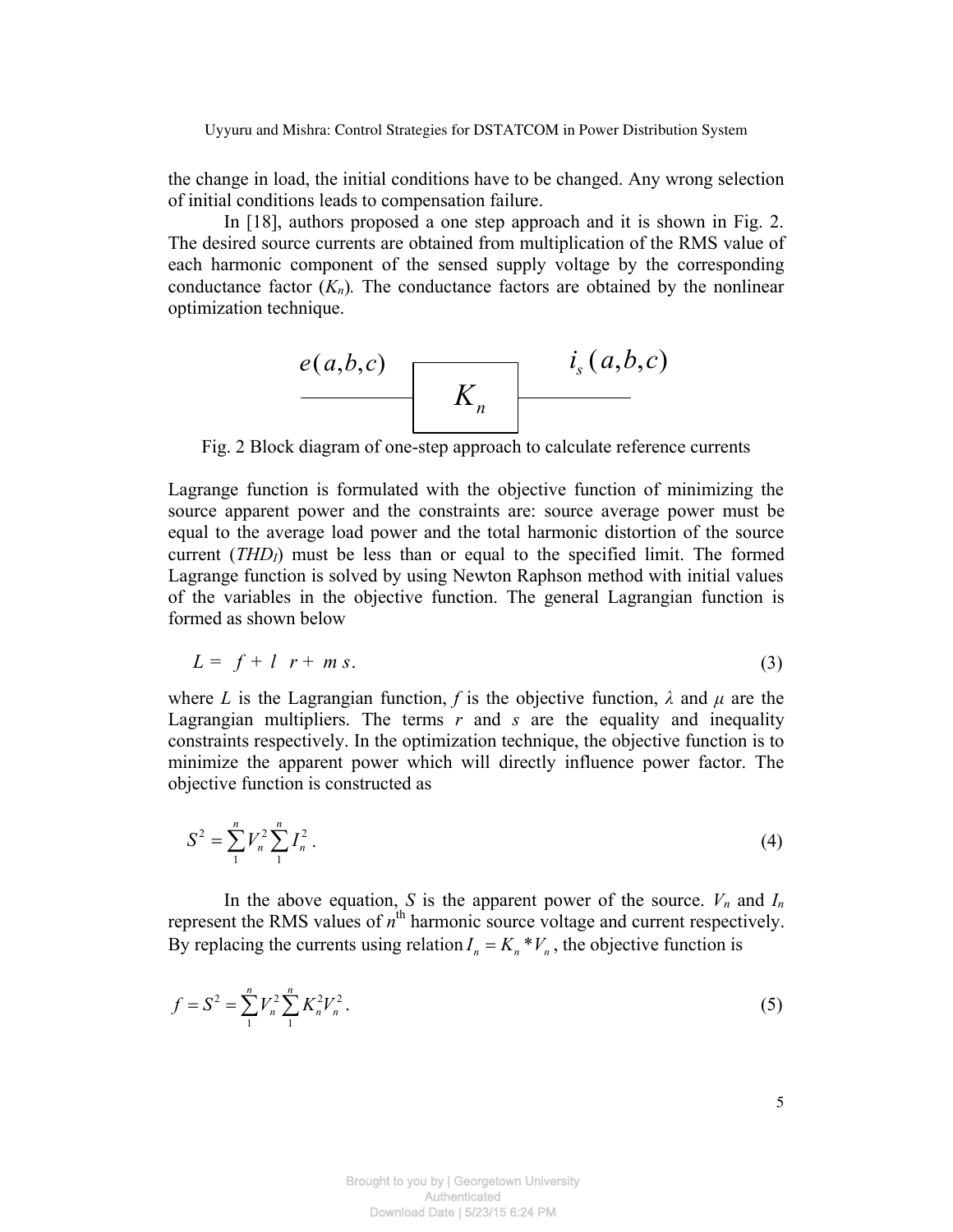the change in load, the initial conditions have to be changed. Any wrong selection of initial conditions leads to compensation failure.

In [18], authors proposed a one step approach and it is shown in Fig. 2. The desired source currents are obtained from multiplication of the RMS value of each harmonic component of the sensed supply voltage by the corresponding conductance factor ($K_n$). The conductance factors are obtained by the nonlinear optimization technique.

$$e(a,b,c) \longrightarrow \boxed{K_n} \longrightarrow i_s(a,b,c)$$

Fig. 2 Block diagram of one-step approach to calculate reference currents

Lagrange function is formulated with the objective function of minimizing the source apparent power and the constraints are: source average power must be equal to the average load power and the total harmonic distortion of the source current ($THD_I$) must be less than or equal to the specified limit. The formed Lagrange function is solved by using Newton Raphson method with initial values of the variables in the objective function. The general Lagrangian function is formed as shown below

$$L = f + l \;\; r + m\, s. \tag{3}$$

where $L$ is the Lagrangian function, $f$ is the objective function, $\lambda$ and $\mu$ are the Lagrangian multipliers. The terms $r$ and $s$ are the equality and inequality constraints respectively. In the optimization technique, the objective function is to minimize the apparent power which will directly influence power factor. The objective function is constructed as

$$S^2 = \sum_1^n V_n^2 \sum_1^n I_n^2 \,. \tag{4}$$

In the above equation, $S$ is the apparent power of the source. $V_n$ and $I_n$ represent the RMS values of $n^{th}$ harmonic source voltage and current respectively. By replacing the currents using relation $I_n = K_n * V_n$, the objective function is

$$f = S^2 = \sum_1^n V_n^2 \sum_1^n K_n^2 V_n^2 \,. \tag{5}$$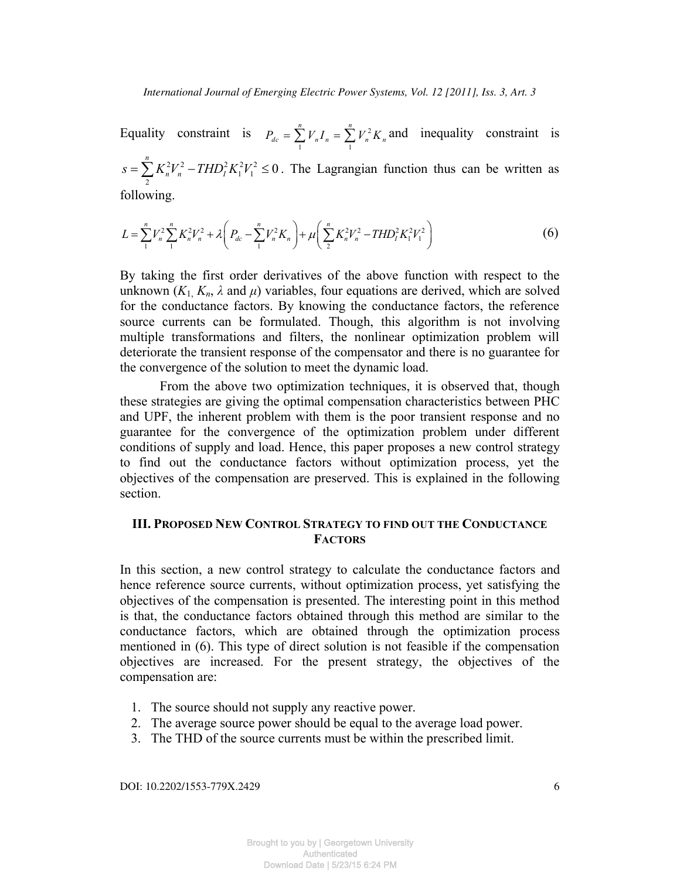Equality constraint is $P_{dc} = \sum_{1}^{n} V_n I_n = \sum_{1}^{n} V_n^2 K_n$ and inequality constraint is $s = \sum_{2}^{n} K_n^2 V_n^2 - THD_I^2 K_1^2 V_1^2 \leq 0$. The Lagrangian function thus can be written as following.

$$L = \sum_{1}^{n} V_n^2 \sum_{1}^{n} K_n^2 V_n^2 + \lambda \left( P_{dc} - \sum_{1}^{n} V_n^2 K_n \right) + \mu \left( \sum_{2}^{n} K_n^2 V_n^2 - THD_I^2 K_1^2 V_1^2 \right) \tag{6}$$

By taking the first order derivatives of the above function with respect to the unknown ($K_1$, $K_n$, $\lambda$ and $\mu$) variables, four equations are derived, which are solved for the conductance factors. By knowing the conductance factors, the reference source currents can be formulated. Though, this algorithm is not involving multiple transformations and filters, the nonlinear optimization problem will deteriorate the transient response of the compensator and there is no guarantee for the convergence of the solution to meet the dynamic load.

From the above two optimization techniques, it is observed that, though these strategies are giving the optimal compensation characteristics between PHC and UPF, the inherent problem with them is the poor transient response and no guarantee for the convergence of the optimization problem under different conditions of supply and load. Hence, this paper proposes a new control strategy to find out the conductance factors without optimization process, yet the objectives of the compensation are preserved. This is explained in the following section.

## III. Proposed New Control Strategy to find out the Conductance Factors

In this section, a new control strategy to calculate the conductance factors and hence reference source currents, without optimization process, yet satisfying the objectives of the compensation is presented. The interesting point in this method is that, the conductance factors obtained through this method are similar to the conductance factors, which are obtained through the optimization process mentioned in (6). This type of direct solution is not feasible if the compensation objectives are increased. For the present strategy, the objectives of the compensation are:

1. The source should not supply any reactive power.
2. The average source power should be equal to the average load power.
3. The THD of the source currents must be within the prescribed limit.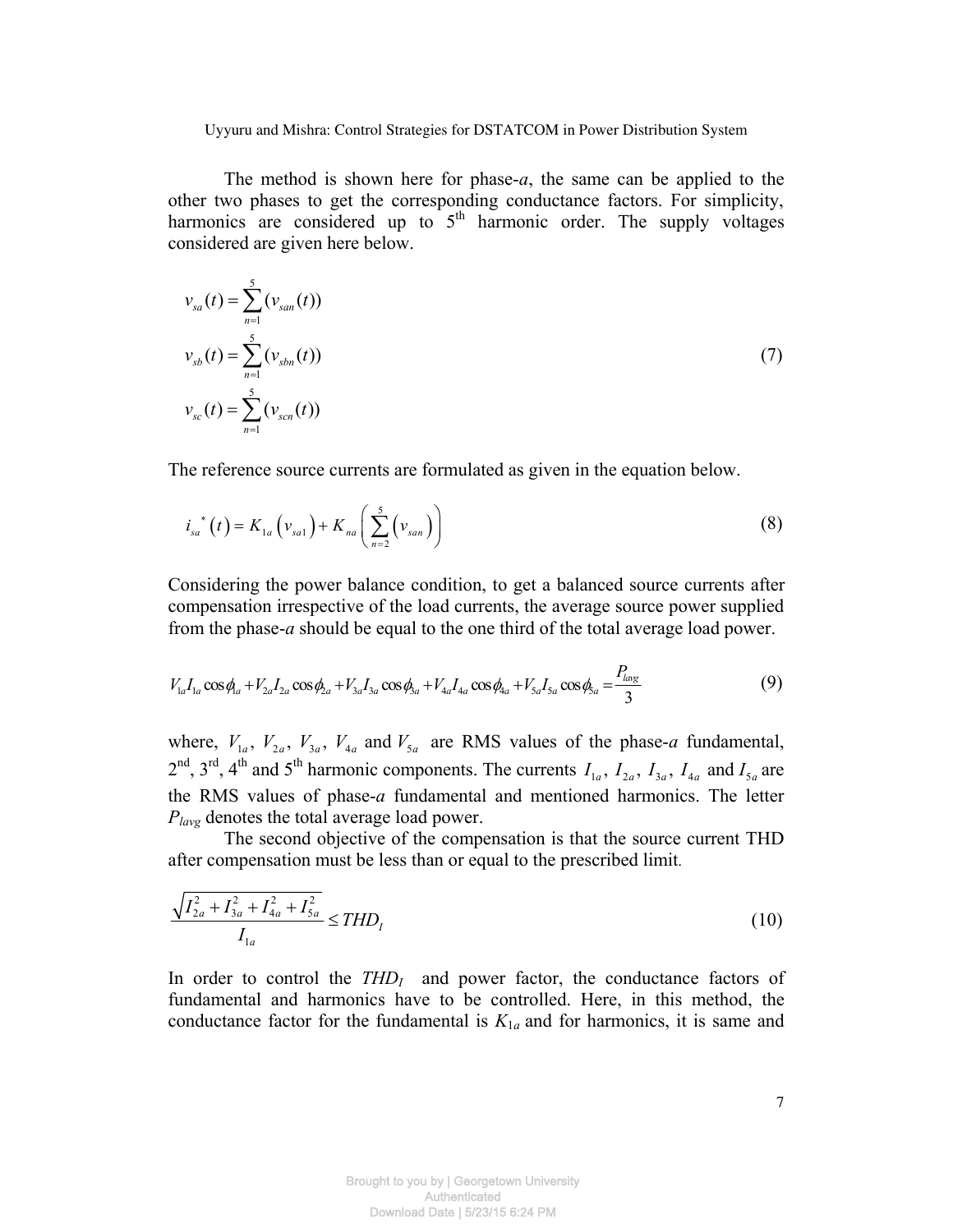The method is shown here for phase-*a*, the same can be applied to the other two phases to get the corresponding conductance factors. For simplicity, harmonics are considered up to 5[th] harmonic order. The supply voltages considered are given here below.

$$
\begin{aligned}
v_{sa}(t) &= \sum_{n=1}^{5} (v_{san}(t)) \\
v_{sb}(t) &= \sum_{n=1}^{5} (v_{sbn}(t)) \\
v_{sc}(t) &= \sum_{n=1}^{5} (v_{scn}(t))
\end{aligned}
\tag{7}
$$

The reference source currents are formulated as given in the equation below.

$$
i_{sa}^{*}(t) = K_{1a}\left(v_{sa1}\right) + K_{na}\left(\sum_{n=2}^{5}\left(v_{san}\right)\right) \tag{8}
$$

Considering the power balance condition, to get a balanced source currents after compensation irrespective of the load currents, the average source power supplied from the phase-*a* should be equal to the one third of the total average load power.

$$
V_{1a}I_{1a}\cos\phi_{1a} + V_{2a}I_{2a}\cos\phi_{2a} + V_{3a}I_{3a}\cos\phi_{3a} + V_{4a}I_{4a}\cos\phi_{4a} + V_{5a}I_{5a}\cos\phi_{5a} = \frac{P_{lavg}}{3} \tag{9}
$$

where, $V_{1a}$, $V_{2a}$, $V_{3a}$, $V_{4a}$ and $V_{5a}$ are RMS values of the phase-*a* fundamental, 2[nd], 3[rd], 4[th] and 5[th] harmonic components. The currents $I_{1a}$, $I_{2a}$, $I_{3a}$, $I_{4a}$ and $I_{5a}$ are the RMS values of phase-*a* fundamental and mentioned harmonics. The letter $P_{lavg}$ denotes the total average load power.

The second objective of the compensation is that the source current THD after compensation must be less than or equal to the prescribed limit.

$$
\frac{\sqrt{I_{2a}^2 + I_{3a}^2 + I_{4a}^2 + I_{5a}^2}}{I_{1a}} \leq THD_I \tag{10}
$$

In order to control the $THD_I$ and power factor, the conductance factors of fundamental and harmonics have to be controlled. Here, in this method, the conductance factor for the fundamental is $K_{1a}$ and for harmonics, it is same and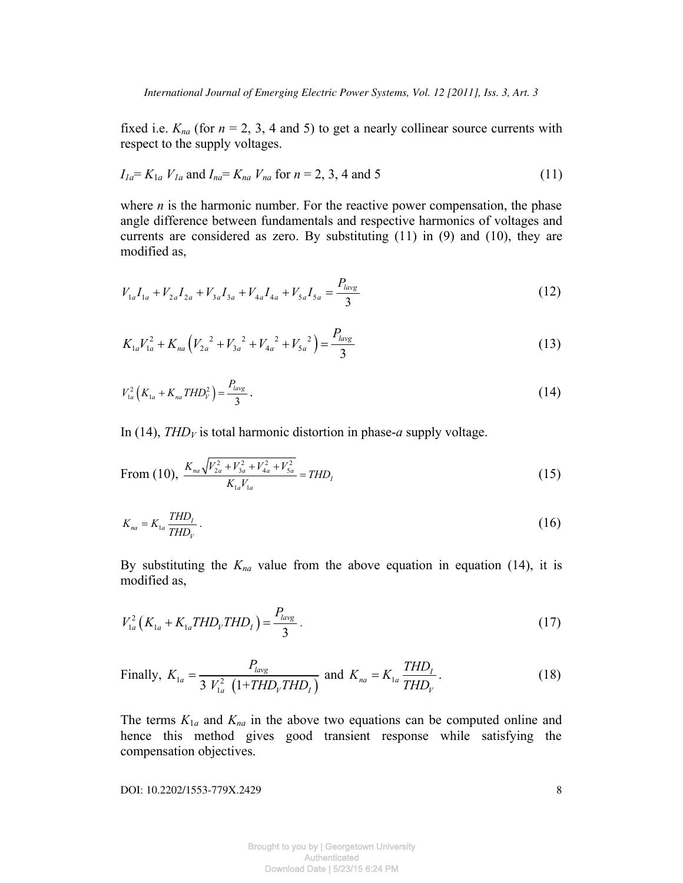fixed i.e. $K_{na}$ (for $n$ = 2, 3, 4 and 5) to get a nearly collinear source currents with respect to the supply voltages.

$$I_{1a}= K_{1a} V_{1a} \text{ and } I_{na}= K_{na} V_{na} \text{ for } n = 2, 3, 4 \text{ and } 5 \tag{11}$$

where $n$ is the harmonic number. For the reactive power compensation, the phase angle difference between fundamentals and respective harmonics of voltages and currents are considered as zero. By substituting (11) in (9) and (10), they are modified as,

$$V_{1a}I_{1a} + V_{2a}I_{2a} + V_{3a}I_{3a} + V_{4a}I_{4a} + V_{5a}I_{5a} = \frac{P_{lavg}}{3} \tag{12}$$

$$K_{1a}V_{1a}^2 + K_{na}\left(V_{2a}{}^2 + V_{3a}{}^2 + V_{4a}{}^2 + V_{5a}{}^2\right) = \frac{P_{lavg}}{3} \tag{13}$$

$$V_{1a}^2\left(K_{1a} + K_{na}THD_V^2\right) = \frac{P_{lavg}}{3}. \tag{14}$$

In (14), $THD_V$ is total harmonic distortion in phase-$a$ supply voltage.

$$\text{From (10), } \frac{K_{na}\sqrt{V_{2a}^2 + V_{3a}^2 + V_{4a}^2 + V_{5a}^2}}{K_{1a}V_{1a}} = THD_I \tag{15}$$

$$K_{na} = K_{1a}\frac{THD_I}{THD_V}. \tag{16}$$

By substituting the $K_{na}$ value from the above equation in equation (14), it is modified as,

$$V_{1a}^2\left(K_{1a} + K_{1a}THD_V THD_I\right) = \frac{P_{lavg}}{3}. \tag{17}$$

$$\text{Finally, } K_{1a} = \frac{P_{lavg}}{3\, V_{1a}^2\,\left(1+THD_V THD_I\right)} \text{ and } K_{na} = K_{1a}\frac{THD_I}{THD_V}. \tag{18}$$

The terms $K_{1a}$ and $K_{na}$ in the above two equations can be computed online and hence this method gives good transient response while satisfying the compensation objectives.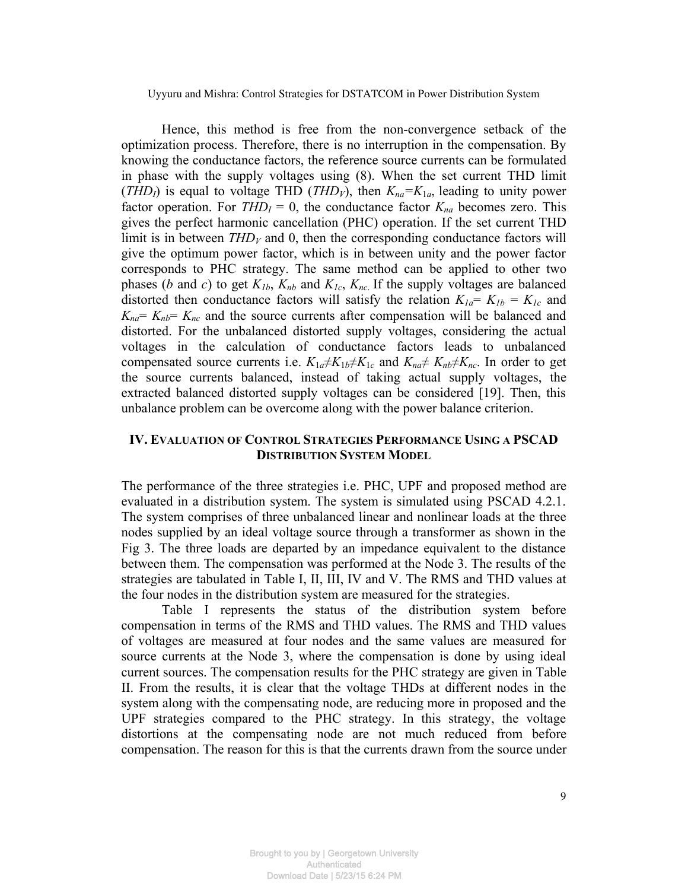Hence, this method is free from the non-convergence setback of the optimization process. Therefore, there is no interruption in the compensation. By knowing the conductance factors, the reference source currents can be formulated in phase with the supply voltages using (8). When the set current THD limit ($THD_I$) is equal to voltage THD ($THD_V$), then $K_{na}=K_{1a}$, leading to unity power factor operation. For $THD_I = 0$, the conductance factor $K_{na}$ becomes zero. This gives the perfect harmonic cancellation (PHC) operation. If the set current THD limit is in between $THD_V$ and 0, then the corresponding conductance factors will give the optimum power factor, which is in between unity and the power factor corresponds to PHC strategy. The same method can be applied to other two phases (*b* and *c*) to get $K_{1b}$, $K_{nb}$ and $K_{1c}$, $K_{nc}$. If the supply voltages are balanced distorted then conductance factors will satisfy the relation $K_{1a}= K_{1b} = K_{1c}$ and $K_{na}= K_{nb}= K_{nc}$ and the source currents after compensation will be balanced and distorted. For the unbalanced distorted supply voltages, considering the actual voltages in the calculation of conductance factors leads to unbalanced compensated source currents i.e. $K_{1a}\neq K_{1b}\neq K_{1c}$ and $K_{na}\neq K_{nb}\neq K_{nc}$. In order to get the source currents balanced, instead of taking actual supply voltages, the extracted balanced distorted supply voltages can be considered [19]. Then, this unbalance problem can be overcome along with the power balance criterion.

## IV. Evaluation of Control Strategies Performance Using a PSCAD Distribution System Model

The performance of the three strategies i.e. PHC, UPF and proposed method are evaluated in a distribution system. The system is simulated using PSCAD 4.2.1. The system comprises of three unbalanced linear and nonlinear loads at the three nodes supplied by an ideal voltage source through a transformer as shown in the Fig 3. The three loads are departed by an impedance equivalent to the distance between them. The compensation was performed at the Node 3. The results of the strategies are tabulated in Table I, II, III, IV and V. The RMS and THD values at the four nodes in the distribution system are measured for the strategies.

Table I represents the status of the distribution system before compensation in terms of the RMS and THD values. The RMS and THD values of voltages are measured at four nodes and the same values are measured for source currents at the Node 3, where the compensation is done by using ideal current sources. The compensation results for the PHC strategy are given in Table II. From the results, it is clear that the voltage THDs at different nodes in the system along with the compensating node, are reducing more in proposed and the UPF strategies compared to the PHC strategy. In this strategy, the voltage distortions at the compensating node are not much reduced from before compensation. The reason for this is that the currents drawn from the source under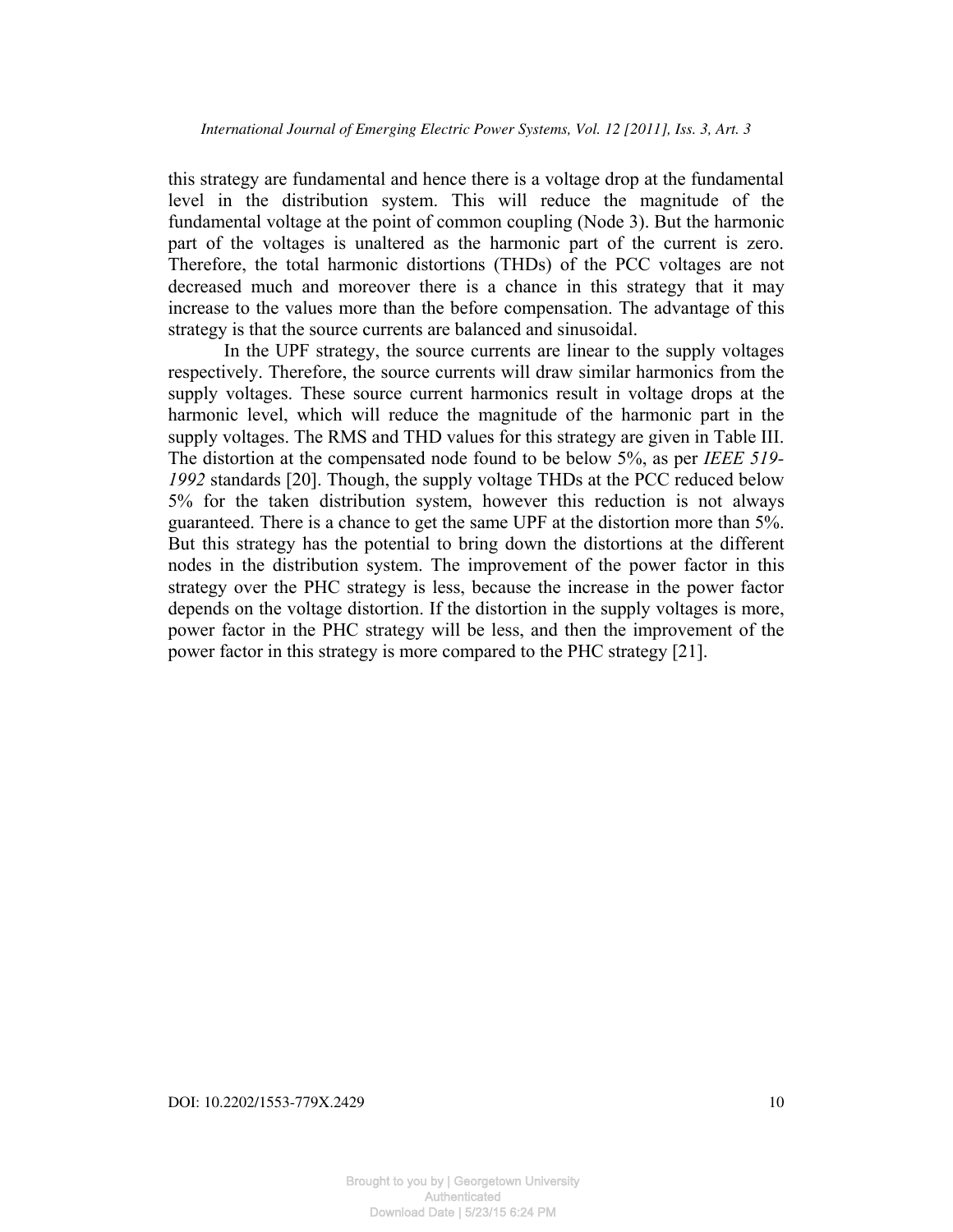this strategy are fundamental and hence there is a voltage drop at the fundamental level in the distribution system. This will reduce the magnitude of the fundamental voltage at the point of common coupling (Node 3). But the harmonic part of the voltages is unaltered as the harmonic part of the current is zero. Therefore, the total harmonic distortions (THDs) of the PCC voltages are not decreased much and moreover there is a chance in this strategy that it may increase to the values more than the before compensation. The advantage of this strategy is that the source currents are balanced and sinusoidal.

In the UPF strategy, the source currents are linear to the supply voltages respectively. Therefore, the source currents will draw similar harmonics from the supply voltages. These source current harmonics result in voltage drops at the harmonic level, which will reduce the magnitude of the harmonic part in the supply voltages. The RMS and THD values for this strategy are given in Table III. The distortion at the compensated node found to be below 5%, as per *IEEE 519-1992* standards [20]. Though, the supply voltage THDs at the PCC reduced below 5% for the taken distribution system, however this reduction is not always guaranteed. There is a chance to get the same UPF at the distortion more than 5%. But this strategy has the potential to bring down the distortions at the different nodes in the distribution system. The improvement of the power factor in this strategy over the PHC strategy is less, because the increase in the power factor depends on the voltage distortion. If the distortion in the supply voltages is more, power factor in the PHC strategy will be less, and then the improvement of the power factor in this strategy is more compared to the PHC strategy [21].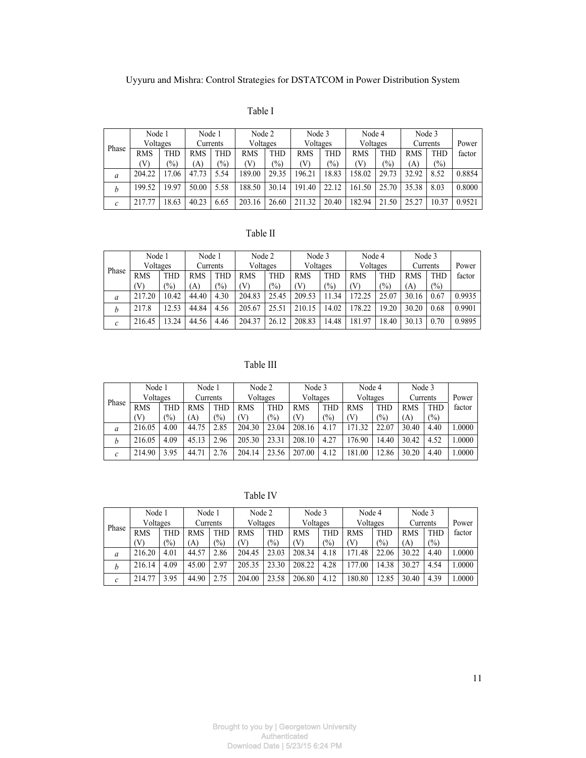Table I

| Phase | Node 1 Voltages | | Node 1 Currents | | Node 2 Voltages | | Node 3 Voltages | | Node 4 Voltages | | Node 3 Currents | | Power factor |
|---|---|---|---|---|---|---|---|---|---|---|---|---|---|
| | RMS (V) | THD (%) | RMS (A) | THD (%) | RMS (V) | THD (%) | RMS (V) | THD (%) | RMS (V) | THD (%) | RMS (A) | THD (%) | |
| *a* | 204.22 | 17.06 | 47.73 | 5.54 | 189.00 | 29.35 | 196.21 | 18.83 | 158.02 | 29.73 | 32.92 | 8.52 | 0.8854 |
| *b* | 199.52 | 19.97 | 50.00 | 5.58 | 188.50 | 30.14 | 191.40 | 22.12 | 161.50 | 25.70 | 35.38 | 8.03 | 0.8000 |
| *c* | 217.77 | 18.63 | 40.23 | 6.65 | 203.16 | 26.60 | 211.32 | 20.40 | 182.94 | 21.50 | 25.27 | 10.37 | 0.9521 |

Table II

| Phase | Node 1 Voltages | | Node 1 Currents | | Node 2 Voltages | | Node 3 Voltages | | Node 4 Voltages | | Node 3 Currents | | Power factor |
|---|---|---|---|---|---|---|---|---|---|---|---|---|---|
| | RMS (V) | THD (%) | RMS (A) | THD (%) | RMS (V) | THD (%) | RMS (V) | THD (%) | RMS (V) | THD (%) | RMS (A) | THD (%) | |
| *a* | 217.20 | 10.42 | 44.40 | 4.30 | 204.83 | 25.45 | 209.53 | 11.34 | 172.25 | 25.07 | 30.16 | 0.67 | 0.9935 |
| *b* | 217.8 | 12.53 | 44.84 | 4.56 | 205.67 | 25.51 | 210.15 | 14.02 | 178.22 | 19.20 | 30.20 | 0.68 | 0.9901 |
| *c* | 216.45 | 13.24 | 44.56 | 4.46 | 204.37 | 26.12 | 208.83 | 14.48 | 181.97 | 18.40 | 30.13 | 0.70 | 0.9895 |

Table III

| Phase | Node 1 Voltages | | Node 1 Currents | | Node 2 Voltages | | Node 3 Voltages | | Node 4 Voltages | | Node 3 Currents | | Power factor |
|---|---|---|---|---|---|---|---|---|---|---|---|---|---|
| | RMS (V) | THD (%) | RMS (A) | THD (%) | RMS (V) | THD (%) | RMS (V) | THD (%) | RMS (V) | THD (%) | RMS (A) | THD (%) | |
| *a* | 216.05 | 4.00 | 44.75 | 2.85 | 204.30 | 23.04 | 208.16 | 4.17 | 171.32 | 22.07 | 30.40 | 4.40 | 1.0000 |
| *b* | 216.05 | 4.09 | 45.13 | 2.96 | 205.30 | 23.31 | 208.10 | 4.27 | 176.90 | 14.40 | 30.42 | 4.52 | 1.0000 |
| *c* | 214.90 | 3.95 | 44.71 | 2.76 | 204.14 | 23.56 | 207.00 | 4.12 | 181.00 | 12.86 | 30.20 | 4.40 | 1.0000 |

Table IV

| Phase | Node 1 Voltages | | Node 1 Currents | | Node 2 Voltages | | Node 3 Voltages | | Node 4 Voltages | | Node 3 Currents | | Power factor |
|---|---|---|---|---|---|---|---|---|---|---|---|---|---|
| | RMS (V) | THD (%) | RMS (A) | THD (%) | RMS (V) | THD (%) | RMS (V) | THD (%) | RMS (V) | THD (%) | RMS (A) | THD (%) | |
| *a* | 216.20 | 4.01 | 44.57 | 2.86 | 204.45 | 23.03 | 208.34 | 4.18 | 171.48 | 22.06 | 30.22 | 4.40 | 1.0000 |
| *b* | 216.14 | 4.09 | 45.00 | 2.97 | 205.35 | 23.30 | 208.22 | 4.28 | 177.00 | 14.38 | 30.27 | 4.54 | 1.0000 |
| *c* | 214.77 | 3.95 | 44.90 | 2.75 | 204.00 | 23.58 | 206.80 | 4.12 | 180.80 | 12.85 | 30.40 | 4.39 | 1.0000 |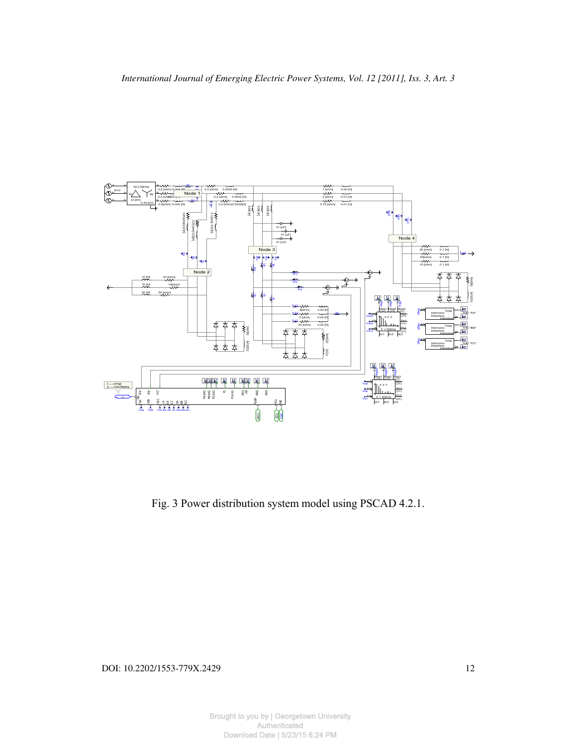Fig. 3 Power distribution system model using PSCAD 4.2.1.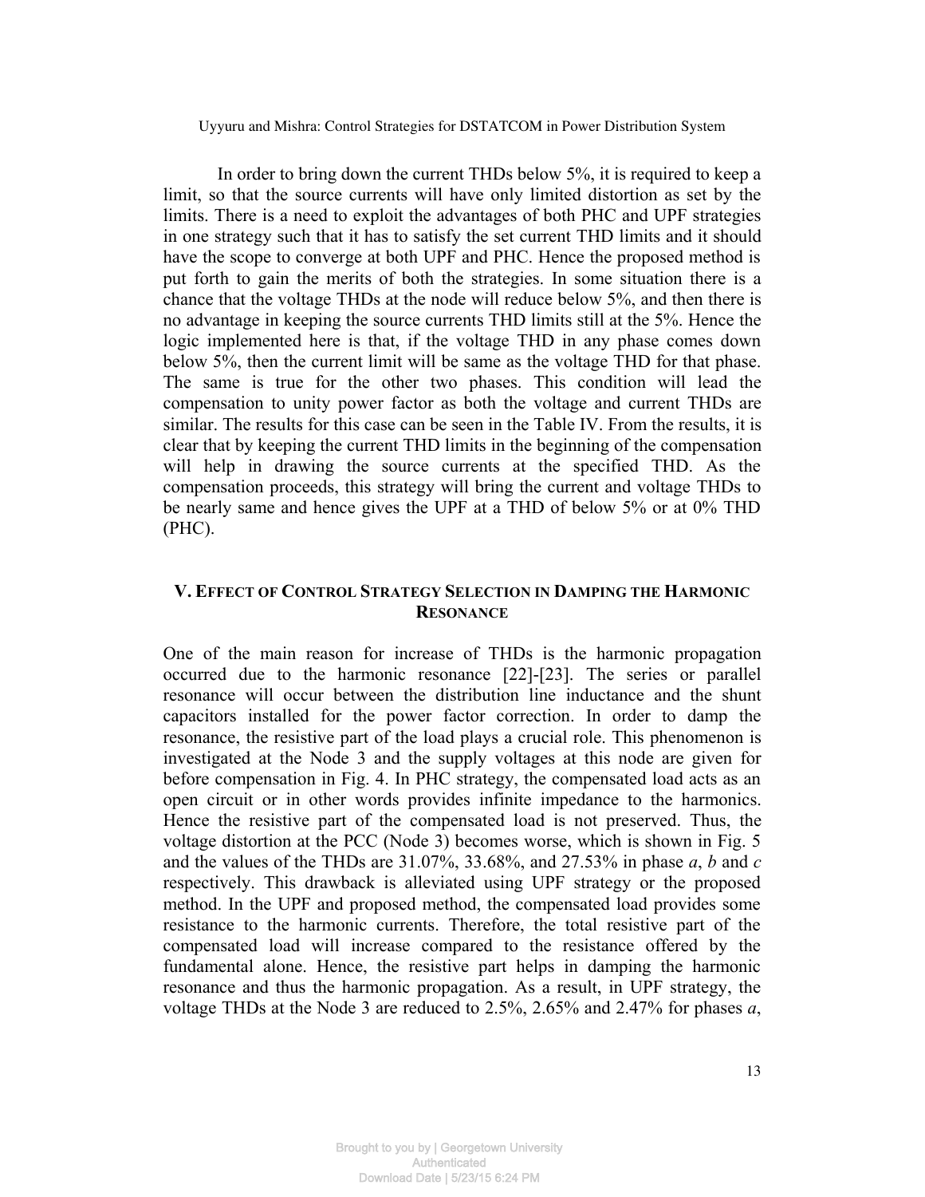In order to bring down the current THDs below 5%, it is required to keep a limit, so that the source currents will have only limited distortion as set by the limits. There is a need to exploit the advantages of both PHC and UPF strategies in one strategy such that it has to satisfy the set current THD limits and it should have the scope to converge at both UPF and PHC. Hence the proposed method is put forth to gain the merits of both the strategies. In some situation there is a chance that the voltage THDs at the node will reduce below 5%, and then there is no advantage in keeping the source currents THD limits still at the 5%. Hence the logic implemented here is that, if the voltage THD in any phase comes down below 5%, then the current limit will be same as the voltage THD for that phase. The same is true for the other two phases. This condition will lead the compensation to unity power factor as both the voltage and current THDs are similar. The results for this case can be seen in the Table IV. From the results, it is clear that by keeping the current THD limits in the beginning of the compensation will help in drawing the source currents at the specified THD. As the compensation proceeds, this strategy will bring the current and voltage THDs to be nearly same and hence gives the UPF at a THD of below 5% or at 0% THD (PHC).

## V. Effect of Control Strategy Selection in Damping the Harmonic Resonance

One of the main reason for increase of THDs is the harmonic propagation occurred due to the harmonic resonance [22]-[23]. The series or parallel resonance will occur between the distribution line inductance and the shunt capacitors installed for the power factor correction. In order to damp the resonance, the resistive part of the load plays a crucial role. This phenomenon is investigated at the Node 3 and the supply voltages at this node are given for before compensation in Fig. 4. In PHC strategy, the compensated load acts as an open circuit or in other words provides infinite impedance to the harmonics. Hence the resistive part of the compensated load is not preserved. Thus, the voltage distortion at the PCC (Node 3) becomes worse, which is shown in Fig. 5 and the values of the THDs are 31.07%, 33.68%, and 27.53% in phase *a*, *b* and *c* respectively. This drawback is alleviated using UPF strategy or the proposed method. In the UPF and proposed method, the compensated load provides some resistance to the harmonic currents. Therefore, the total resistive part of the compensated load will increase compared to the resistance offered by the fundamental alone. Hence, the resistive part helps in damping the harmonic resonance and thus the harmonic propagation. As a result, in UPF strategy, the voltage THDs at the Node 3 are reduced to 2.5%, 2.65% and 2.47% for phases *a*,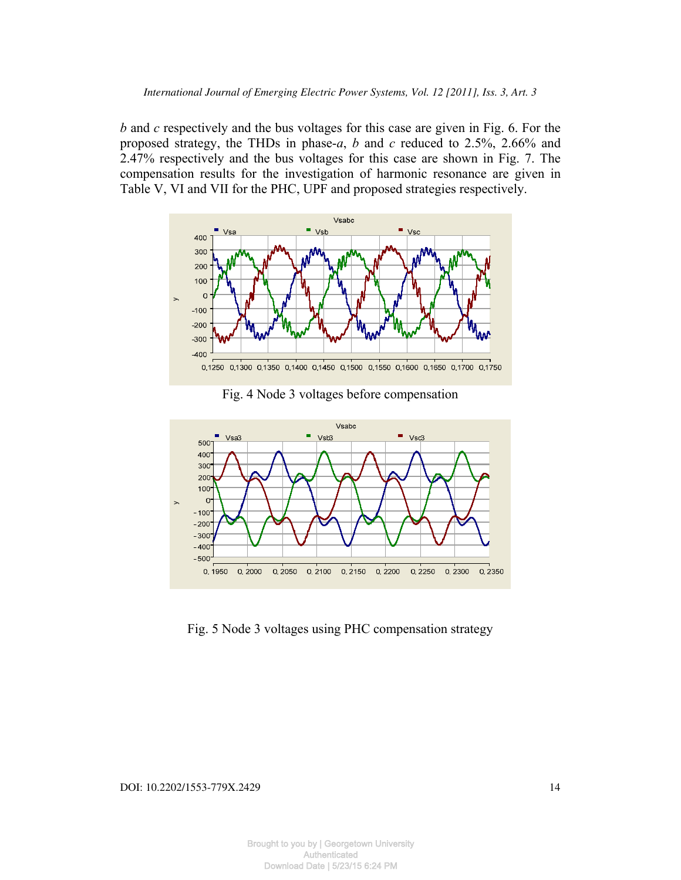*b* and *c* respectively and the bus voltages for this case are given in Fig. 6. For the proposed strategy, the THDs in phase-*a*, *b* and *c* reduced to 2.5%, 2.66% and 2.47% respectively and the bus voltages for this case are shown in Fig. 7. The compensation results for the investigation of harmonic resonance are given in Table V, VI and VII for the PHC, UPF and proposed strategies respectively.

Fig. 4 Node 3 voltages before compensation

Fig. 5 Node 3 voltages using PHC compensation strategy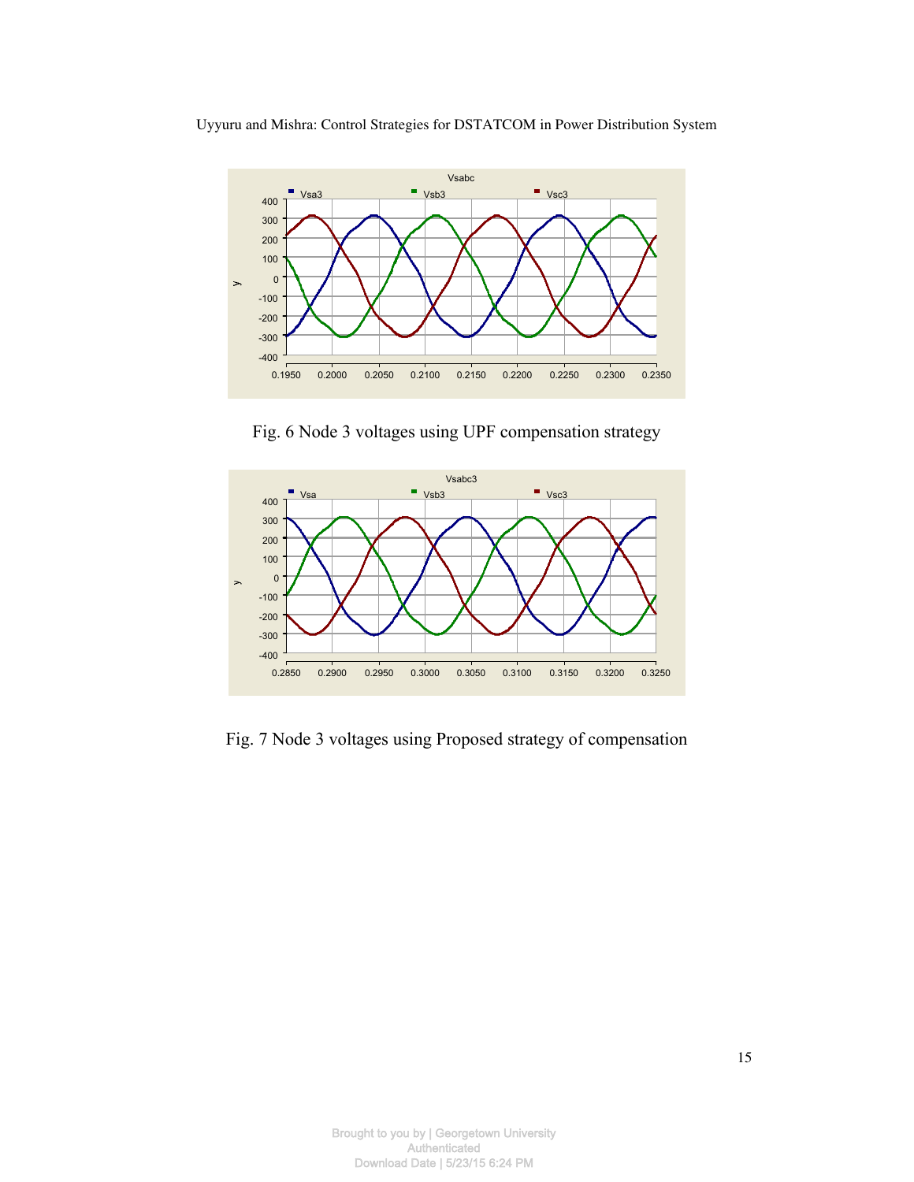Fig. 6 Node 3 voltages using UPF compensation strategy

Fig. 7 Node 3 voltages using Proposed strategy of compensation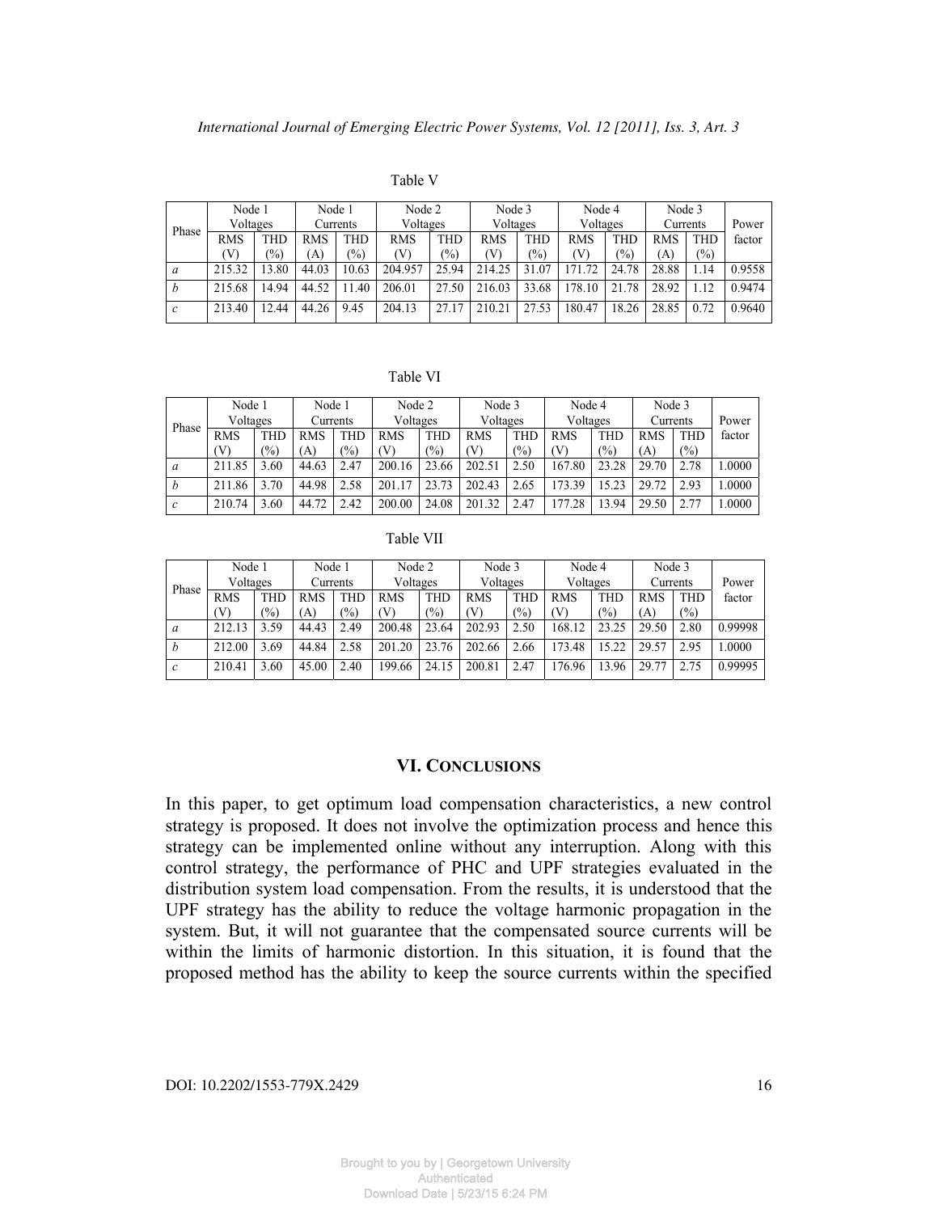Table V

| Phase | Node 1 Voltages | | Node 1 Currents | | Node 2 Voltages | | Node 3 Voltages | | Node 4 Voltages | | Node 3 Currents | | Power factor |
|---|---|---|---|---|---|---|---|---|---|---|---|---|---|
| | RMS (V) | THD (%) | RMS (A) | THD (%) | RMS (V) | THD (%) | RMS (V) | THD (%) | RMS (V) | THD (%) | RMS (A) | THD (%) | |
| *a* | 215.32 | 13.80 | 44.03 | 10.63 | 204.957 | 25.94 | 214.25 | 31.07 | 171.72 | 24.78 | 28.88 | 1.14 | 0.9558 |
| *b* | 215.68 | 14.94 | 44.52 | 11.40 | 206.01 | 27.50 | 216.03 | 33.68 | 178.10 | 21.78 | 28.92 | 1.12 | 0.9474 |
| *c* | 213.40 | 12.44 | 44.26 | 9.45 | 204.13 | 27.17 | 210.21 | 27.53 | 180.47 | 18.26 | 28.85 | 0.72 | 0.9640 |

Table VI

| Phase | Node 1 Voltages | | Node 1 Currents | | Node 2 Voltages | | Node 3 Voltages | | Node 4 Voltages | | Node 3 Currents | | Power factor |
|---|---|---|---|---|---|---|---|---|---|---|---|---|---|
| | RMS (V) | THD (%) | RMS (A) | THD (%) | RMS (V) | THD (%) | RMS (V) | THD (%) | RMS (V) | THD (%) | RMS (A) | THD (%) | |
| *a* | 211.85 | 3.60 | 44.63 | 2.47 | 200.16 | 23.66 | 202.51 | 2.50 | 167.80 | 23.28 | 29.70 | 2.78 | 1.0000 |
| *b* | 211.86 | 3.70 | 44.98 | 2.58 | 201.17 | 23.73 | 202.43 | 2.65 | 173.39 | 15.23 | 29.72 | 2.93 | 1.0000 |
| *c* | 210.74 | 3.60 | 44.72 | 2.42 | 200.00 | 24.08 | 201.32 | 2.47 | 177.28 | 13.94 | 29.50 | 2.77 | 1.0000 |

Table VII

| Phase | Node 1 Voltages | | Node 1 Currents | | Node 2 Voltages | | Node 3 Voltages | | Node 4 Voltages | | Node 3 Currents | | Power factor |
|---|---|---|---|---|---|---|---|---|---|---|---|---|---|
| | RMS (V) | THD (%) | RMS (A) | THD (%) | RMS (V) | THD (%) | RMS (V) | THD (%) | RMS (V) | THD (%) | RMS (A) | THD (%) | |
| *a* | 212.13 | 3.59 | 44.43 | 2.49 | 200.48 | 23.64 | 202.93 | 2.50 | 168.12 | 23.25 | 29.50 | 2.80 | 0.99998 |
| *b* | 212.00 | 3.69 | 44.84 | 2.58 | 201.20 | 23.76 | 202.66 | 2.66 | 173.48 | 15.22 | 29.57 | 2.95 | 1.0000 |
| *c* | 210.41 | 3.60 | 45.00 | 2.40 | 199.66 | 24.15 | 200.81 | 2.47 | 176.96 | 13.96 | 29.77 | 2.75 | 0.99995 |

## VI. CONCLUSIONS

In this paper, to get optimum load compensation characteristics, a new control strategy is proposed. It does not involve the optimization process and hence this strategy can be implemented online without any interruption. Along with this control strategy, the performance of PHC and UPF strategies evaluated in the distribution system load compensation. From the results, it is understood that the UPF strategy has the ability to reduce the voltage harmonic propagation in the system. But, it will not guarantee that the compensated source currents will be within the limits of harmonic distortion. In this situation, it is found that the proposed method has the ability to keep the source currents within the specified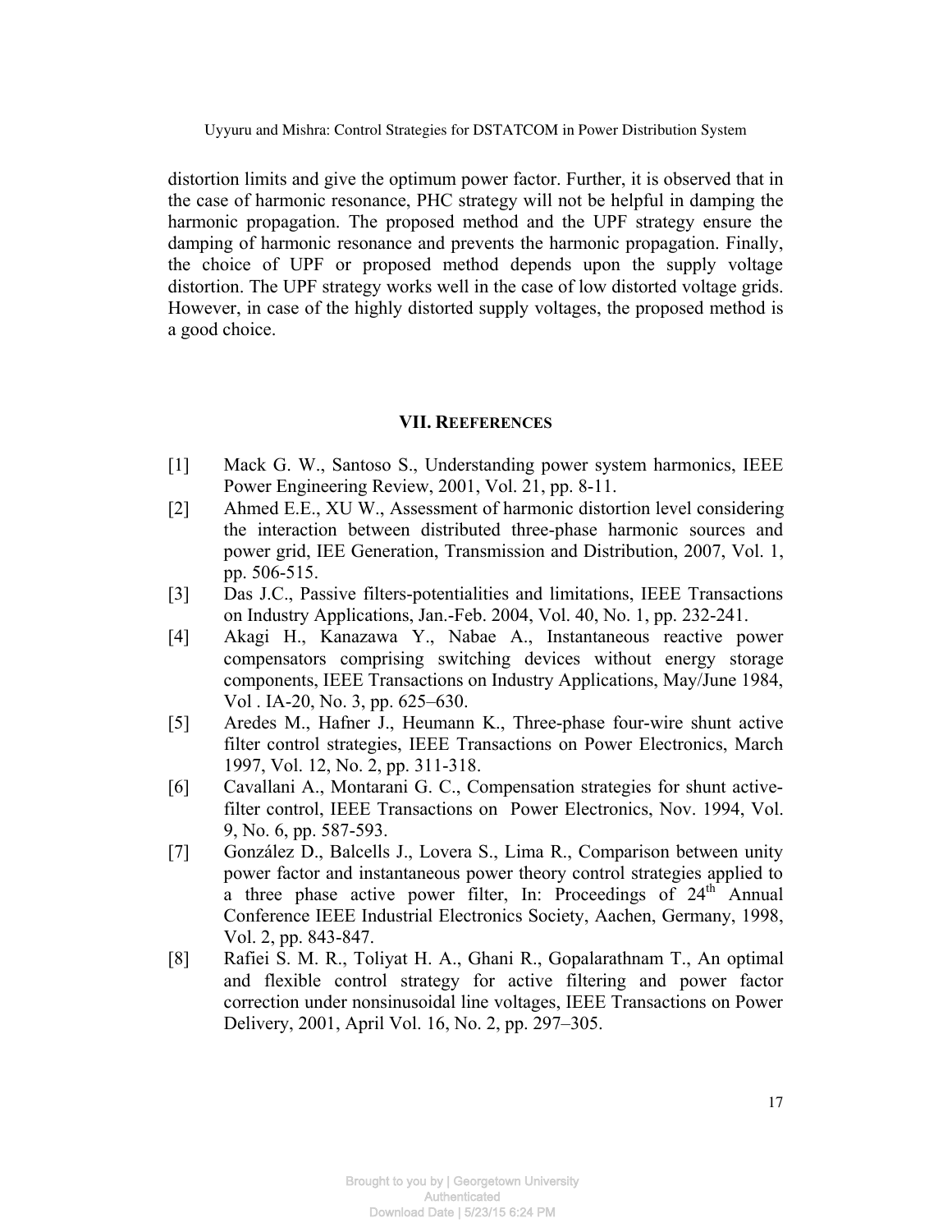distortion limits and give the optimum power factor. Further, it is observed that in the case of harmonic resonance, PHC strategy will not be helpful in damping the harmonic propagation. The proposed method and the UPF strategy ensure the damping of harmonic resonance and prevents the harmonic propagation. Finally, the choice of UPF or proposed method depends upon the supply voltage distortion. The UPF strategy works well in the case of low distorted voltage grids. However, in case of the highly distorted supply voltages, the proposed method is a good choice.

## VII. REEFERENCES

[1] Mack G. W., Santoso S., Understanding power system harmonics, IEEE Power Engineering Review, 2001, Vol. 21, pp. 8-11.

[2] Ahmed E.E., XU W., Assessment of harmonic distortion level considering the interaction between distributed three-phase harmonic sources and power grid, IEE Generation, Transmission and Distribution, 2007, Vol. 1, pp. 506-515.

[3] Das J.C., Passive filters-potentialities and limitations, IEEE Transactions on Industry Applications, Jan.-Feb. 2004, Vol. 40, No. 1, pp. 232-241.

[4] Akagi H., Kanazawa Y., Nabae A., Instantaneous reactive power compensators comprising switching devices without energy storage components, IEEE Transactions on Industry Applications, May/June 1984, Vol . IA-20, No. 3, pp. 625–630.

[5] Aredes M., Hafner J., Heumann K., Three-phase four-wire shunt active filter control strategies, IEEE Transactions on Power Electronics, March 1997, Vol. 12, No. 2, pp. 311-318.

[6] Cavallani A., Montarani G. C., Compensation strategies for shunt active-filter control, IEEE Transactions on Power Electronics, Nov. 1994, Vol. 9, No. 6, pp. 587-593.

[7] González D., Balcells J., Lovera S., Lima R., Comparison between unity power factor and instantaneous power theory control strategies applied to a three phase active power filter, In: Proceedings of 24th Annual Conference IEEE Industrial Electronics Society, Aachen, Germany, 1998, Vol. 2, pp. 843-847.

[8] Rafiei S. M. R., Toliyat H. A., Ghani R., Gopalarathnam T., An optimal and flexible control strategy for active filtering and power factor correction under nonsinusoidal line voltages, IEEE Transactions on Power Delivery, 2001, April Vol. 16, No. 2, pp. 297–305.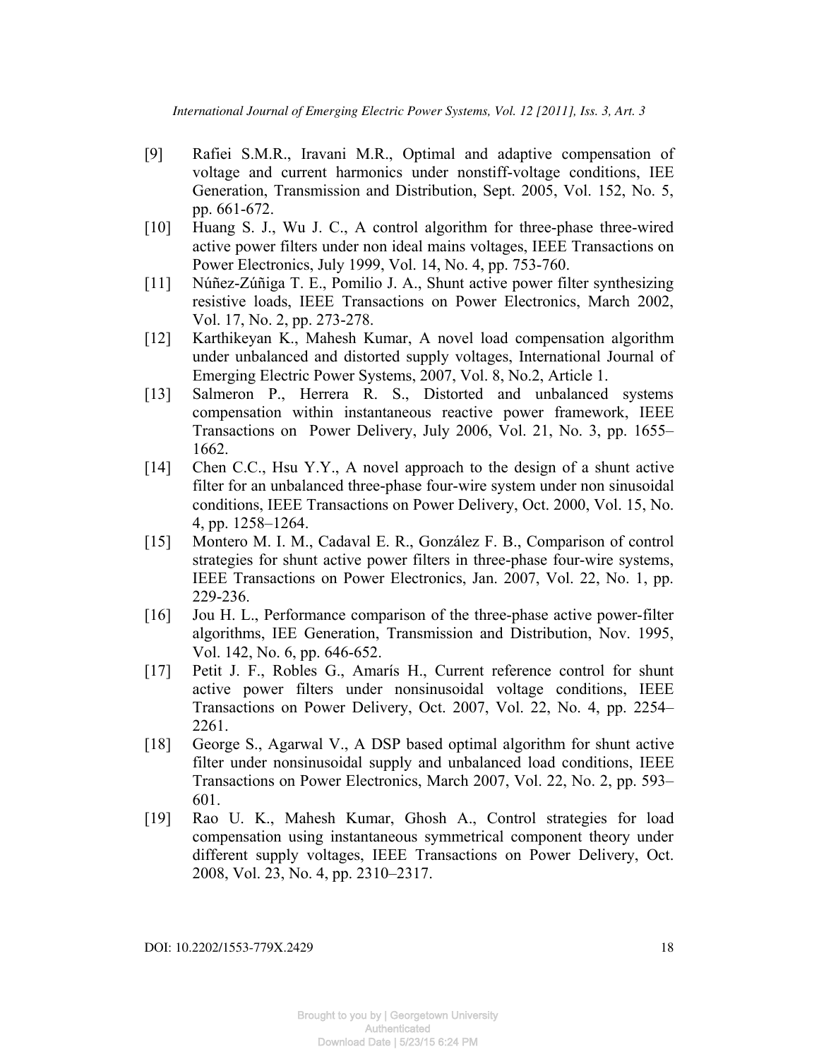[9] Rafiei S.M.R., Iravani M.R., Optimal and adaptive compensation of voltage and current harmonics under nonstiff-voltage conditions, IEE Generation, Transmission and Distribution, Sept. 2005, Vol. 152, No. 5, pp. 661-672.

[10] Huang S. J., Wu J. C., A control algorithm for three-phase three-wired active power filters under non ideal mains voltages, IEEE Transactions on Power Electronics, July 1999, Vol. 14, No. 4, pp. 753-760.

[11] Núñez-Zúñiga T. E., Pomilio J. A., Shunt active power filter synthesizing resistive loads, IEEE Transactions on Power Electronics, March 2002, Vol. 17, No. 2, pp. 273-278.

[12] Karthikeyan K., Mahesh Kumar, A novel load compensation algorithm under unbalanced and distorted supply voltages, International Journal of Emerging Electric Power Systems, 2007, Vol. 8, No.2, Article 1.

[13] Salmeron P., Herrera R. S., Distorted and unbalanced systems compensation within instantaneous reactive power framework, IEEE Transactions on Power Delivery, July 2006, Vol. 21, No. 3, pp. 1655–1662.

[14] Chen C.C., Hsu Y.Y., A novel approach to the design of a shunt active filter for an unbalanced three-phase four-wire system under non sinusoidal conditions, IEEE Transactions on Power Delivery, Oct. 2000, Vol. 15, No. 4, pp. 1258–1264.

[15] Montero M. I. M., Cadaval E. R., González F. B., Comparison of control strategies for shunt active power filters in three-phase four-wire systems, IEEE Transactions on Power Electronics, Jan. 2007, Vol. 22, No. 1, pp. 229-236.

[16] Jou H. L., Performance comparison of the three-phase active power-filter algorithms, IEE Generation, Transmission and Distribution, Nov. 1995, Vol. 142, No. 6, pp. 646-652.

[17] Petit J. F., Robles G., Amarís H., Current reference control for shunt active power filters under nonsinusoidal voltage conditions, IEEE Transactions on Power Delivery, Oct. 2007, Vol. 22, No. 4, pp. 2254–2261.

[18] George S., Agarwal V., A DSP based optimal algorithm for shunt active filter under nonsinusoidal supply and unbalanced load conditions, IEEE Transactions on Power Electronics, March 2007, Vol. 22, No. 2, pp. 593–601.

[19] Rao U. K., Mahesh Kumar, Ghosh A., Control strategies for load compensation using instantaneous symmetrical component theory under different supply voltages, IEEE Transactions on Power Delivery, Oct. 2008, Vol. 23, No. 4, pp. 2310–2317.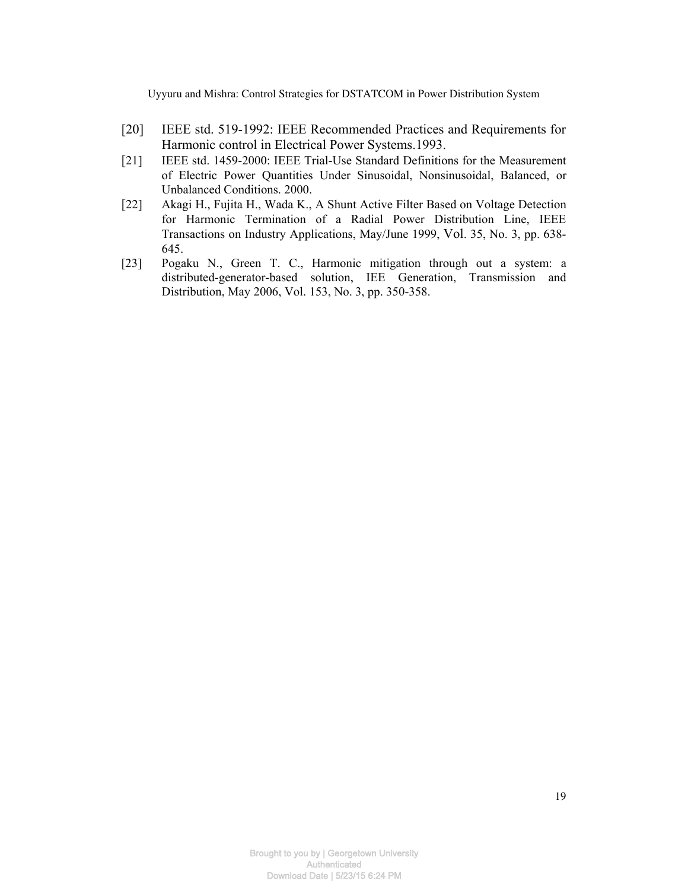[20] IEEE std. 519-1992: IEEE Recommended Practices and Requirements for Harmonic control in Electrical Power Systems.1993.

[21] IEEE std. 1459-2000: IEEE Trial-Use Standard Definitions for the Measurement of Electric Power Quantities Under Sinusoidal, Nonsinusoidal, Balanced, or Unbalanced Conditions. 2000.

[22] Akagi H., Fujita H., Wada K., A Shunt Active Filter Based on Voltage Detection for Harmonic Termination of a Radial Power Distribution Line, IEEE Transactions on Industry Applications, May/June 1999, Vol. 35, No. 3, pp. 638-645.

[23] Pogaku N., Green T. C., Harmonic mitigation through out a system: a distributed-generator-based solution, IEE Generation, Transmission and Distribution, May 2006, Vol. 153, No. 3, pp. 350-358.